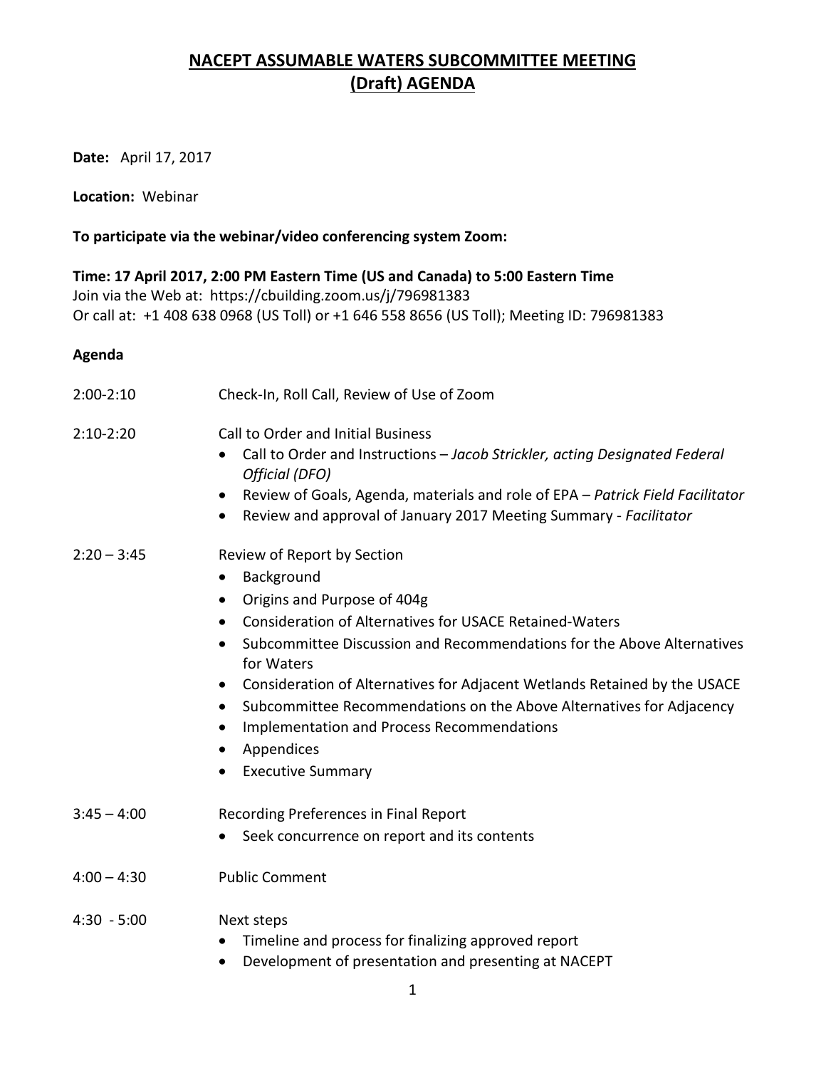# NACEPT ASSUMABLE WATERS SUBCOMMITTEE MEETING (Draft) AGENDA

**Date:** April 17, 2017

**Location:** Webinar

**To participate via the webinar/video conferencing system Zoom:**

**Time: 17 April 2017, 2:00 PM Eastern Time (US and Canada) to 5:00 Eastern Time**
Join via the Web at: https://cbuilding.zoom.us/j/796981383
Or call at: +1 408 638 0968 (US Toll) or +1 646 558 8656 (US Toll); Meeting ID: 796981383

**Agenda**

2:00-2:10 Check-In, Roll Call, Review of Use of Zoom

2:10-2:20 Call to Order and Initial Business

- Call to Order and Instructions – *Jacob Strickler, acting Designated Federal Official (DFO)*
- Review of Goals, Agenda, materials and role of EPA – *Patrick Field Facilitator*
- Review and approval of January 2017 Meeting Summary - *Facilitator*

2:20 – 3:45 Review of Report by Section

- Background
- Origins and Purpose of 404g
- Consideration of Alternatives for USACE Retained-Waters
- Subcommittee Discussion and Recommendations for the Above Alternatives for Waters
- Consideration of Alternatives for Adjacent Wetlands Retained by the USACE
- Subcommittee Recommendations on the Above Alternatives for Adjacency
- Implementation and Process Recommendations
- Appendices
- Executive Summary

3:45 – 4:00 Recording Preferences in Final Report

- Seek concurrence on report and its contents

4:00 – 4:30 Public Comment

4:30 - 5:00 Next steps

- Timeline and process for finalizing approved report
- Development of presentation and presenting at NACEPT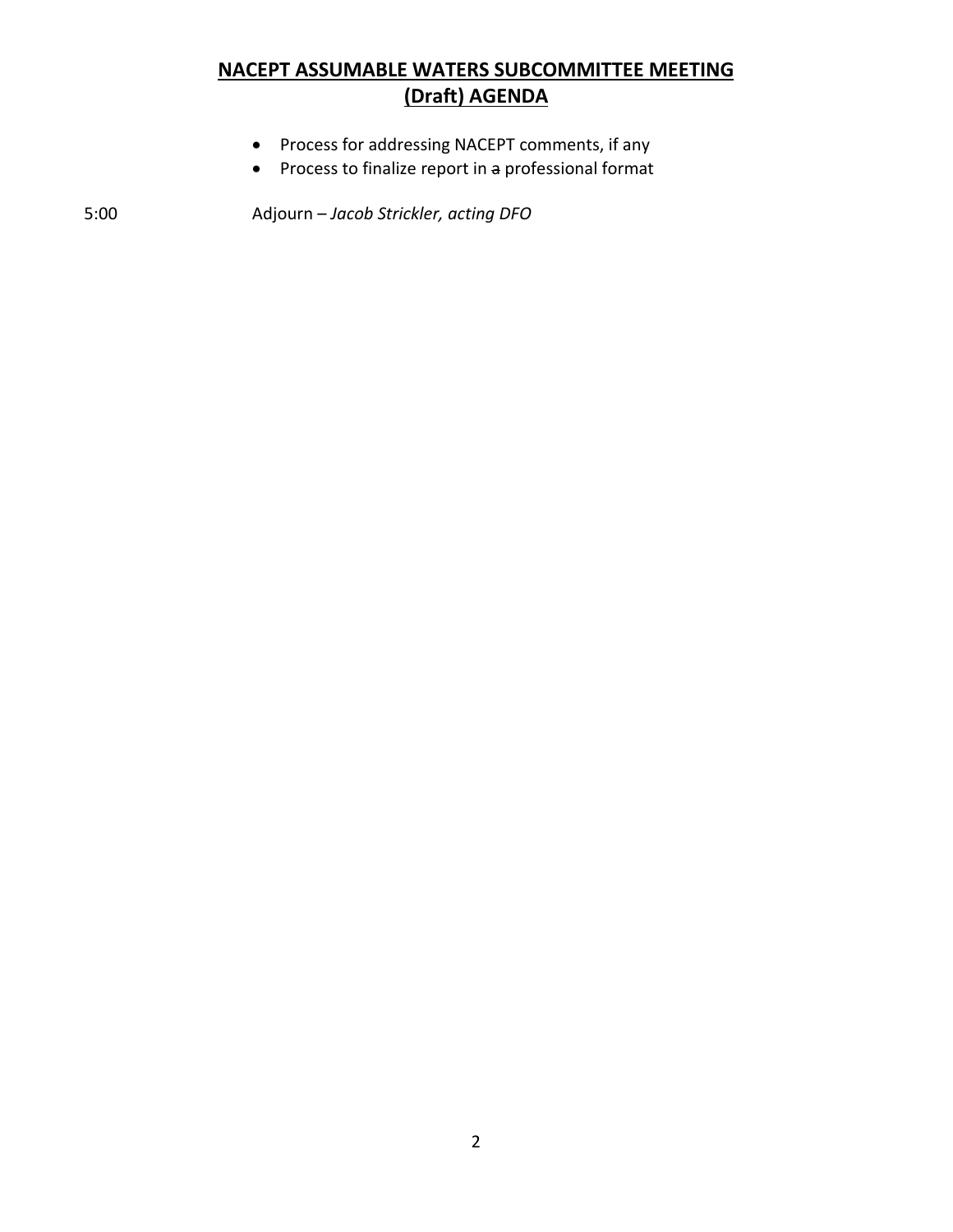- Process for addressing NACEPT comments, if any
- Process to finalize report in ~~a~~ professional format

5:00 Adjourn – *Jacob Strickler, acting DFO*